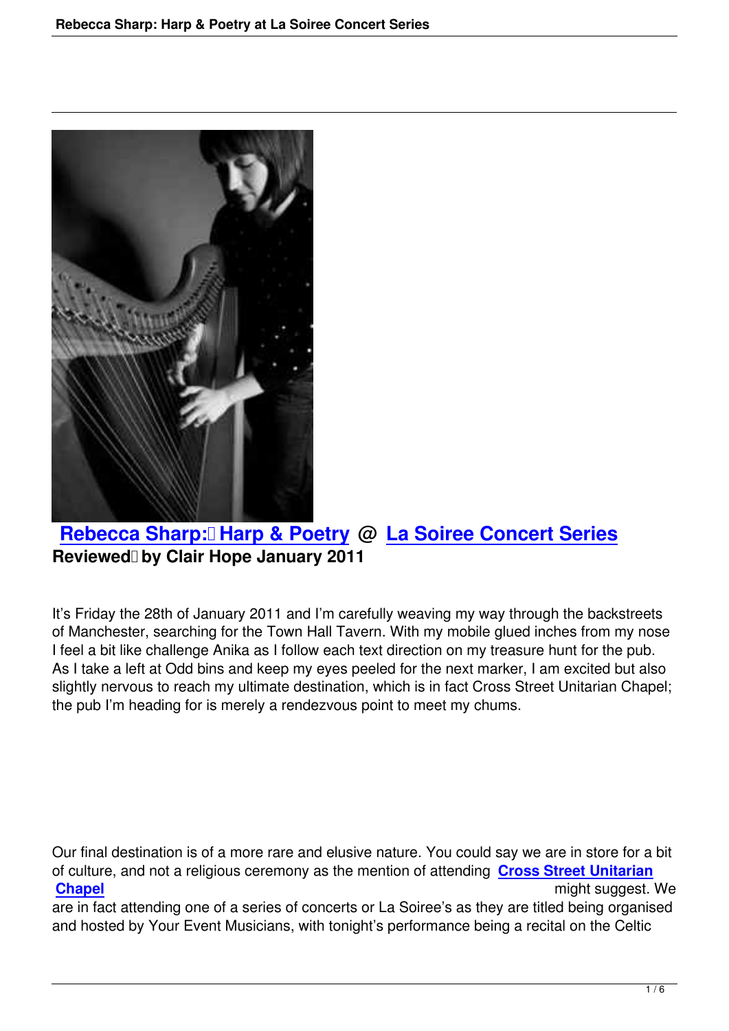**Rebecca Sharp: Harp & Poetry @ La Soiree Concert Series**
**Reviewed by Clair Hope January 2011**

It's Friday the 28th of January 2011 and I'm carefully weaving my way through the backstreets of Manchester, searching for the Town Hall Tavern. With my mobile glued inches from my nose I feel a bit like challenge Anika as I follow each text direction on my treasure hunt for the pub. As I take a left at Odd bins and keep my eyes peeled for the next marker, I am excited but also slightly nervous to reach my ultimate destination, which is in fact Cross Street Unitarian Chapel; the pub I'm heading for is merely a rendezvous point to meet my chums.

Our final destination is of a more rare and elusive nature. You could say we are in store for a bit of culture, and not a religious ceremony as the mention of attending **Cross Street Unitarian Chapel** might suggest. We are in fact attending one of a series of concerts or La Soiree's as they are titled being organised and hosted by Your Event Musicians, with tonight's performance being a recital on the Celtic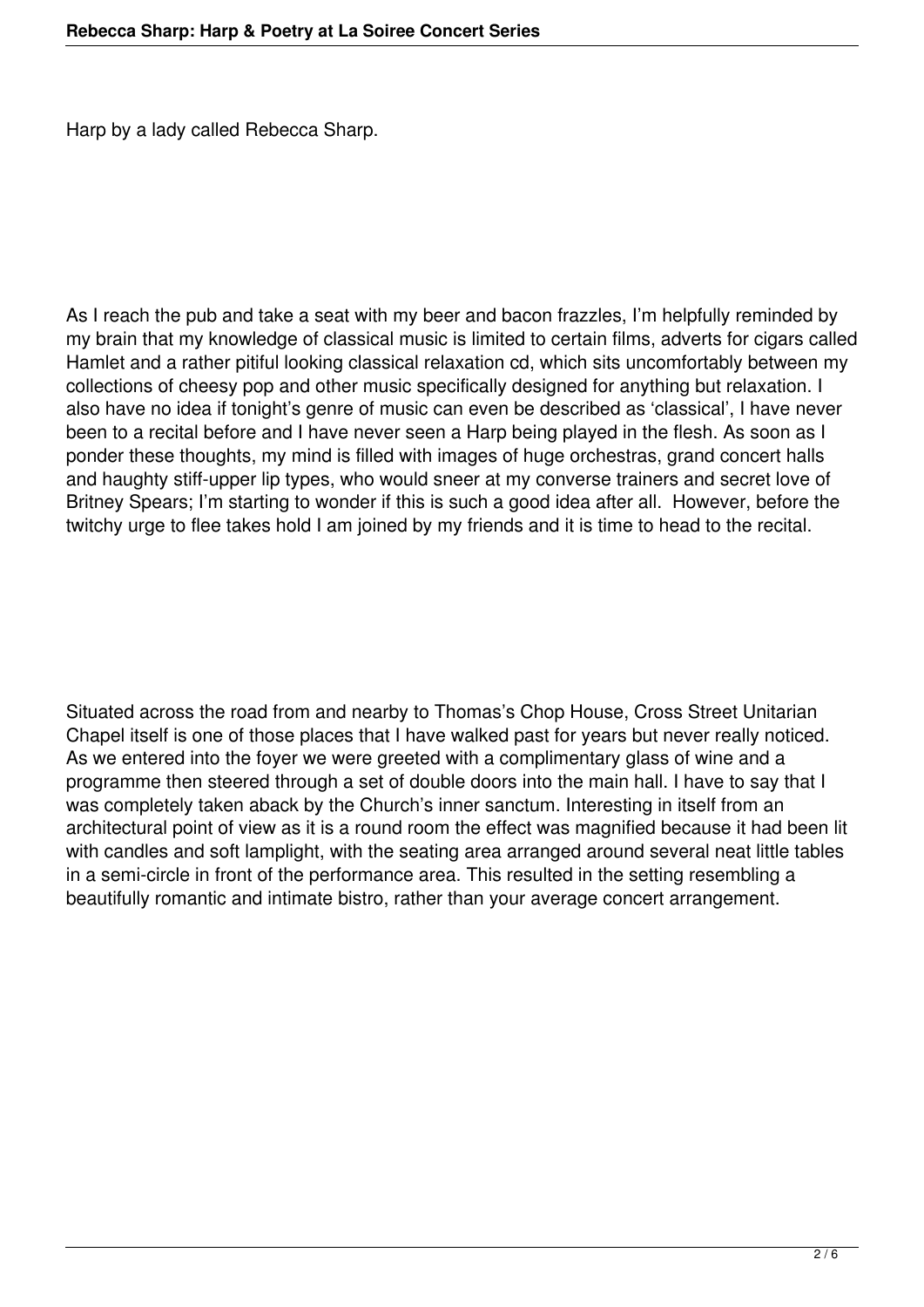Harp by a lady called Rebecca Sharp.

As I reach the pub and take a seat with my beer and bacon frazzles, I'm helpfully reminded by my brain that my knowledge of classical music is limited to certain films, adverts for cigars called Hamlet and a rather pitiful looking classical relaxation cd, which sits uncomfortably between my collections of cheesy pop and other music specifically designed for anything but relaxation. I also have no idea if tonight's genre of music can even be described as 'classical', I have never been to a recital before and I have never seen a Harp being played in the flesh. As soon as I ponder these thoughts, my mind is filled with images of huge orchestras, grand concert halls and haughty stiff-upper lip types, who would sneer at my converse trainers and secret love of Britney Spears; I'm starting to wonder if this is such a good idea after all. However, before the twitchy urge to flee takes hold I am joined by my friends and it is time to head to the recital.

Situated across the road from and nearby to Thomas's Chop House, Cross Street Unitarian Chapel itself is one of those places that I have walked past for years but never really noticed. As we entered into the foyer we were greeted with a complimentary glass of wine and a programme then steered through a set of double doors into the main hall. I have to say that I was completely taken aback by the Church's inner sanctum. Interesting in itself from an architectural point of view as it is a round room the effect was magnified because it had been lit with candles and soft lamplight, with the seating area arranged around several neat little tables in a semi-circle in front of the performance area. This resulted in the setting resembling a beautifully romantic and intimate bistro, rather than your average concert arrangement.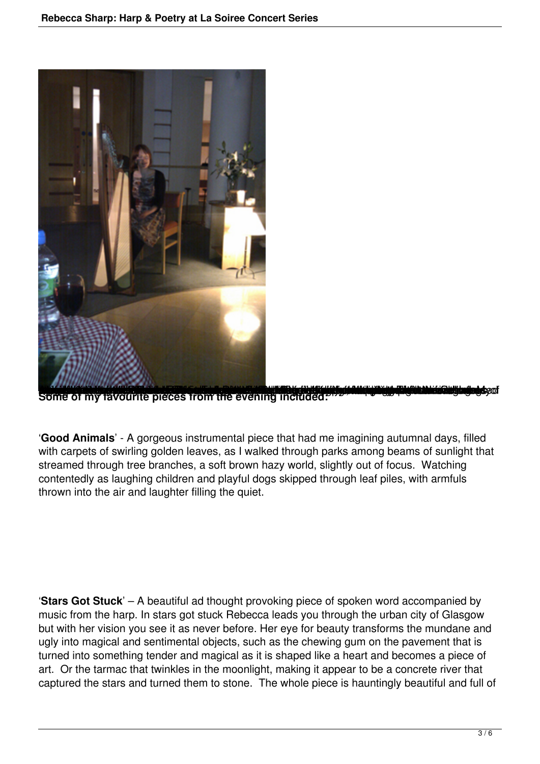**Some of my favourite pieces from the evening included:**

'**Good Animals**' - A gorgeous instrumental piece that had me imagining autumnal days, filled with carpets of swirling golden leaves, as I walked through parks among beams of sunlight that streamed through tree branches, a soft brown hazy world, slightly out of focus. Watching contentedly as laughing children and playful dogs skipped through leaf piles, with armfuls thrown into the air and laughter filling the quiet.

'**Stars Got Stuck**' – A beautiful ad thought provoking piece of spoken word accompanied by music from the harp. In stars got stuck Rebecca leads you through the urban city of Glasgow but with her vision you see it as never before. Her eye for beauty transforms the mundane and ugly into magical and sentimental objects, such as the chewing gum on the pavement that is turned into something tender and magical as it is shaped like a heart and becomes a piece of art. Or the tarmac that twinkles in the moonlight, making it appear to be a concrete river that captured the stars and turned them to stone. The whole piece is hauntingly beautiful and full of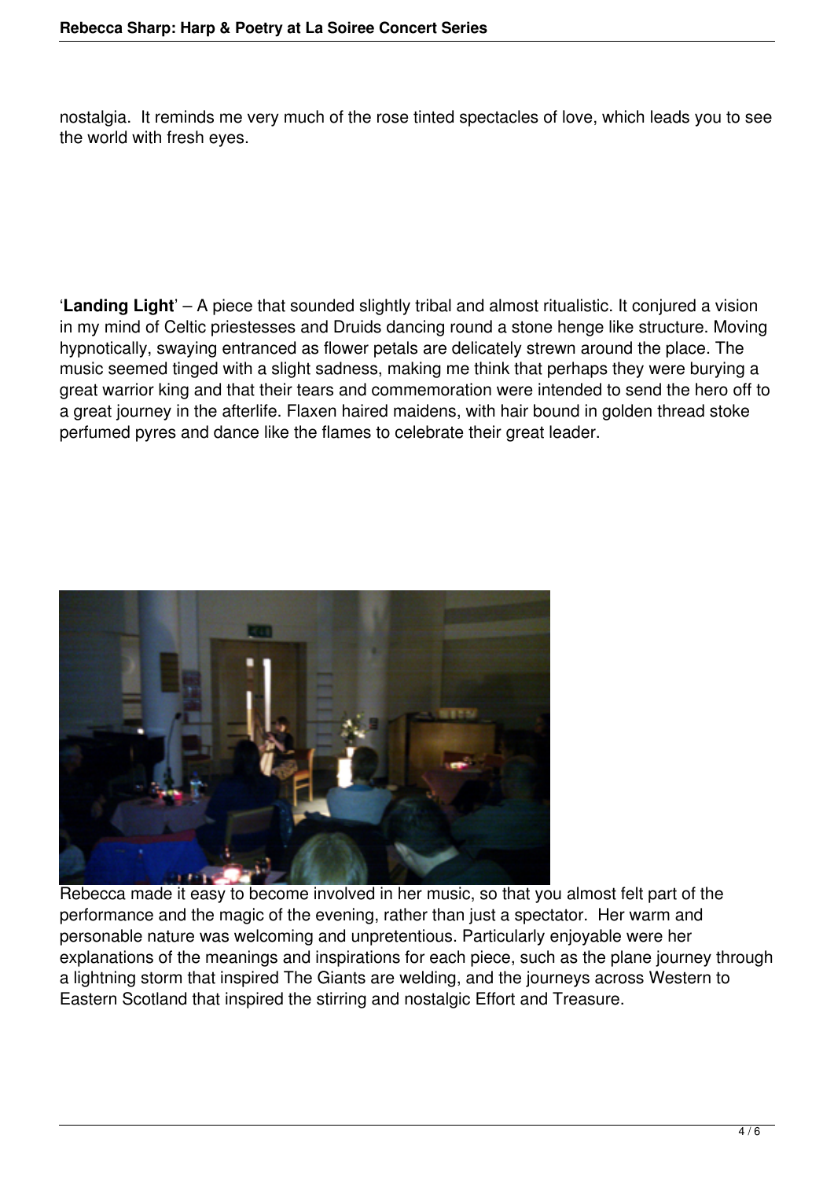nostalgia.  It reminds me very much of the rose tinted spectacles of love, which leads you to see the world with fresh eyes.

'**Landing Light**' – A piece that sounded slightly tribal and almost ritualistic. It conjured a vision in my mind of Celtic priestesses and Druids dancing round a stone henge like structure. Moving hypnotically, swaying entranced as flower petals are delicately strewn around the place. The music seemed tinged with a slight sadness, making me think that perhaps they were burying a great warrior king and that their tears and commemoration were intended to send the hero off to a great journey in the afterlife. Flaxen haired maidens, with hair bound in golden thread stoke perfumed pyres and dance like the flames to celebrate their great leader.

Rebecca made it easy to become involved in her music, so that you almost felt part of the performance and the magic of the evening, rather than just a spectator.  Her warm and personable nature was welcoming and unpretentious. Particularly enjoyable were her explanations of the meanings and inspirations for each piece, such as the plane journey through a lightning storm that inspired The Giants are welding, and the journeys across Western to Eastern Scotland that inspired the stirring and nostalgic Effort and Treasure.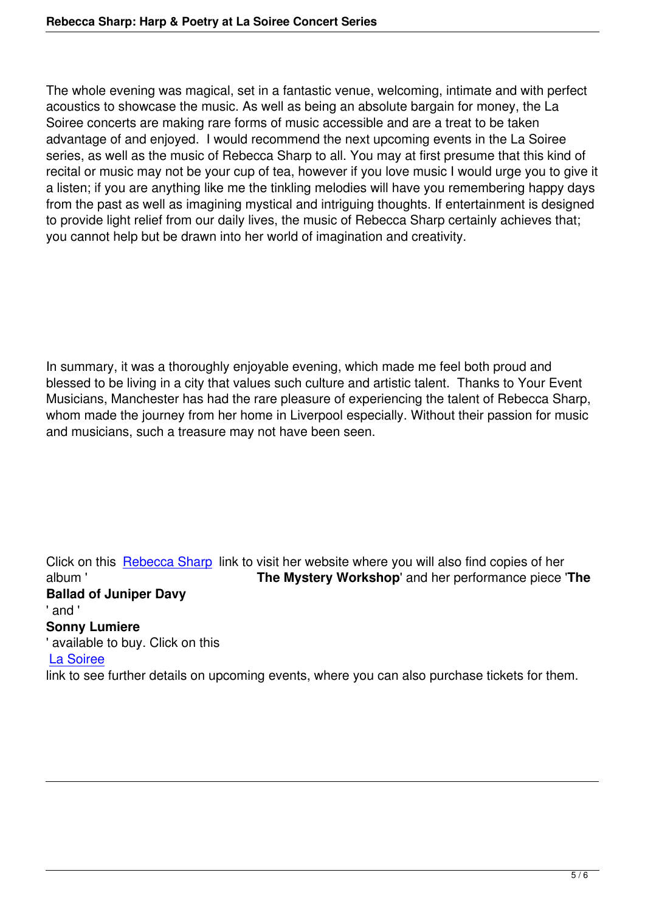The whole evening was magical, set in a fantastic venue, welcoming, intimate and with perfect acoustics to showcase the music. As well as being an absolute bargain for money, the La Soiree concerts are making rare forms of music accessible and are a treat to be taken advantage of and enjoyed. I would recommend the next upcoming events in the La Soiree series, as well as the music of Rebecca Sharp to all. You may at first presume that this kind of recital or music may not be your cup of tea, however if you love music I would urge you to give it a listen; if you are anything like me the tinkling melodies will have you remembering happy days from the past as well as imagining mystical and intriguing thoughts. If entertainment is designed to provide light relief from our daily lives, the music of Rebecca Sharp certainly achieves that; you cannot help but be drawn into her world of imagination and creativity.

In summary, it was a thoroughly enjoyable evening, which made me feel both proud and blessed to be living in a city that values such culture and artistic talent. Thanks to Your Event Musicians, Manchester has had the rare pleasure of experiencing the talent of Rebecca Sharp, whom made the journey from her home in Liverpool especially. Without their passion for music and musicians, such a treasure may not have been seen.

Click on this Rebecca Sharp link to visit her website where you will also find copies of her album '**The Mystery Workshop**' and her performance piece '**The Ballad of Juniper Davy**' and '**Sonny Lumiere**' available to buy. Click on this La Soiree link to see further details on upcoming events, where you can also purchase tickets for them.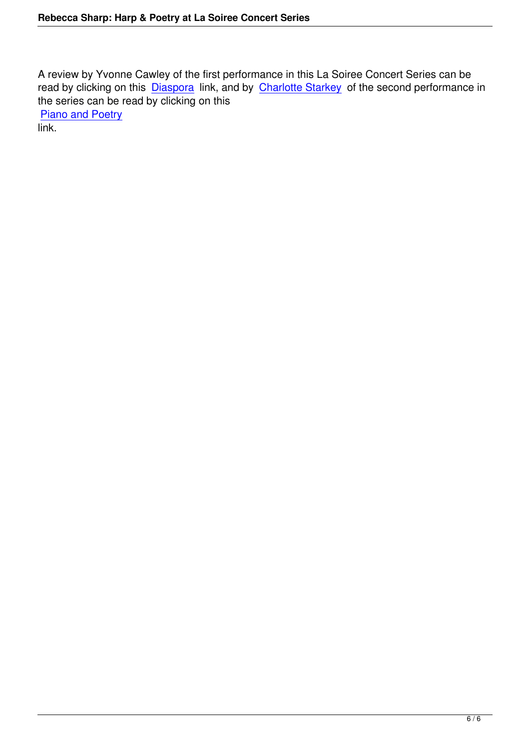A review by Yvonne Cawley of the first performance in this La Soiree Concert Series can be read by clicking on this Diaspora link, and by Charlotte Starkey of the second performance in the series can be read by clicking on this Piano and Poetry link.